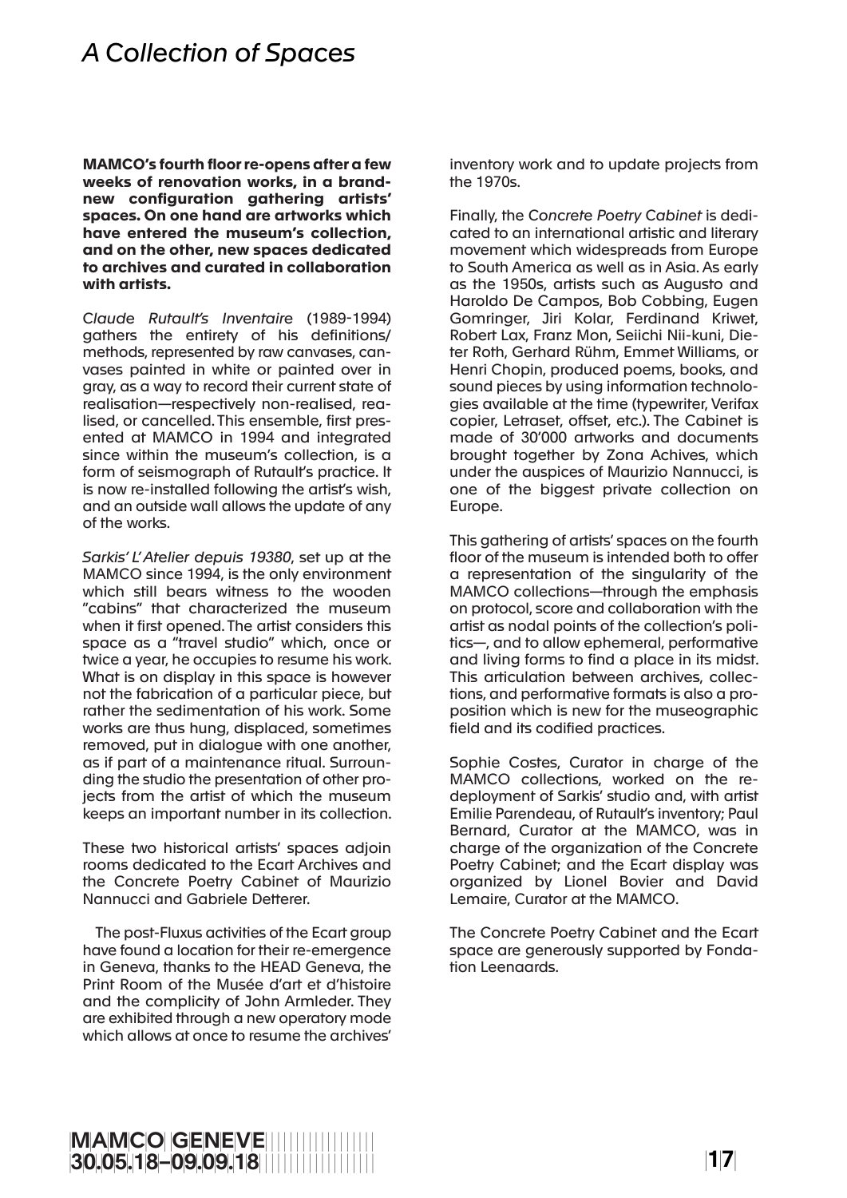# A Collection of Spaces

**MAMCO's fourth floor re-opens after a few weeks of renovation works, in a brand-new configuration gathering artists' spaces. On one hand are artworks which have entered the museum's collection, and on the other, new spaces dedicated to archives and curated in collaboration with artists.**

*Claude Rutault's Inventaire* (1989-1994) gathers the entirety of his definitions/methods, represented by raw canvases, canvases painted in white or painted over in gray, as a way to record their current state of realisation—respectively non-realised, realised, or cancelled. This ensemble, first presented at MAMCO in 1994 and integrated since within the museum's collection, is a form of seismograph of Rutault's practice. It is now re-installed following the artist's wish, and an outside wall allows the update of any of the works.

*Sarkis' L'Atelier depuis 19380*, set up at the MAMCO since 1994, is the only environment which still bears witness to the wooden "cabins" that characterized the museum when it first opened. The artist considers this space as a "travel studio" which, once or twice a year, he occupies to resume his work. What is on display in this space is however not the fabrication of a particular piece, but rather the sedimentation of his work. Some works are thus hung, displaced, sometimes removed, put in dialogue with one another, as if part of a maintenance ritual. Surrounding the studio the presentation of other projects from the artist of which the museum keeps an important number in its collection.

These two historical artists' spaces adjoin rooms dedicated to the Ecart Archives and the Concrete Poetry Cabinet of Maurizio Nannucci and Gabriele Detterer.

The post-Fluxus activities of the Ecart group have found a location for their re-emergence in Geneva, thanks to the HEAD Geneva, the Print Room of the Musée d'art et d'histoire and the complicity of John Armleder. They are exhibited through a new operatory mode which allows at once to resume the archives' inventory work and to update projects from the 1970s.

Finally, the *Concrete Poetry Cabinet* is dedicated to an international artistic and literary movement which widespreads from Europe to South America as well as in Asia. As early as the 1950s, artists such as Augusto and Haroldo De Campos, Bob Cobbing, Eugen Gomringer, Jiri Kolar, Ferdinand Kriwet, Robert Lax, Franz Mon, Seiichi Nii-kuni, Dieter Roth, Gerhard Rühm, Emmet Williams, or Henri Chopin, produced poems, books, and sound pieces by using information technologies available at the time (typewriter, Verifax copier, Letraset, offset, etc.). The Cabinet is made of 30'000 artworks and documents brought together by Zona Achives, which under the auspices of Maurizio Nannucci, is one of the biggest private collection on Europe.

This gathering of artists' spaces on the fourth floor of the museum is intended both to offer a representation of the singularity of the MAMCO collections—through the emphasis on protocol, score and collaboration with the artist as nodal points of the collection's politics—, and to allow ephemeral, performative and living forms to find a place in its midst. This articulation between archives, collections, and performative formats is also a proposition which is new for the museographic field and its codified practices.

Sophie Costes, Curator in charge of the MAMCO collections, worked on the redeployment of Sarkis' studio and, with artist Emilie Parendeau, of Rutault's inventory; Paul Bernard, Curator at the MAMCO, was in charge of the organization of the Concrete Poetry Cabinet; and the Ecart display was organized by Lionel Bovier and David Lemaire, Curator at the MAMCO.

The Concrete Poetry Cabinet and the Ecart space are generously supported by Fondation Leenaards.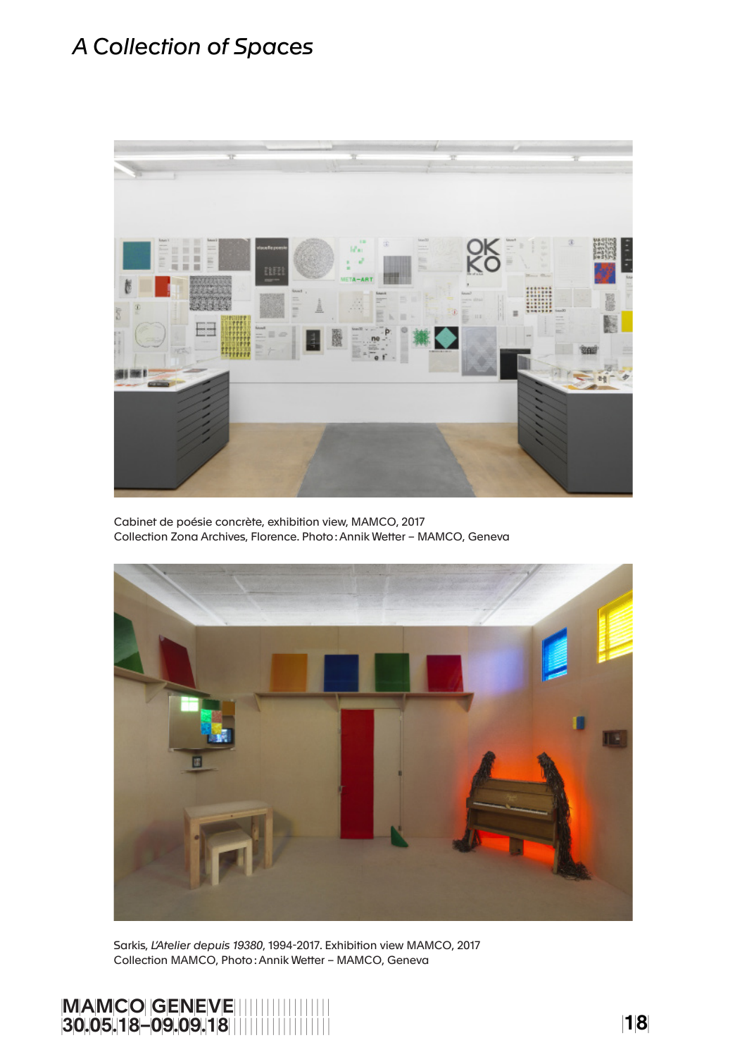*A Collection of Spaces*

Cabinet de poésie concrète, exhibition view, MAMCO, 2017
Collection Zona Archives, Florence. Photo : Annik Wetter – MAMCO, Geneva

Sarkis, *L'Atelier depuis 19380*, 1994-2017. Exhibition view MAMCO, 2017
Collection MAMCO, Photo : Annik Wetter – MAMCO, Geneva